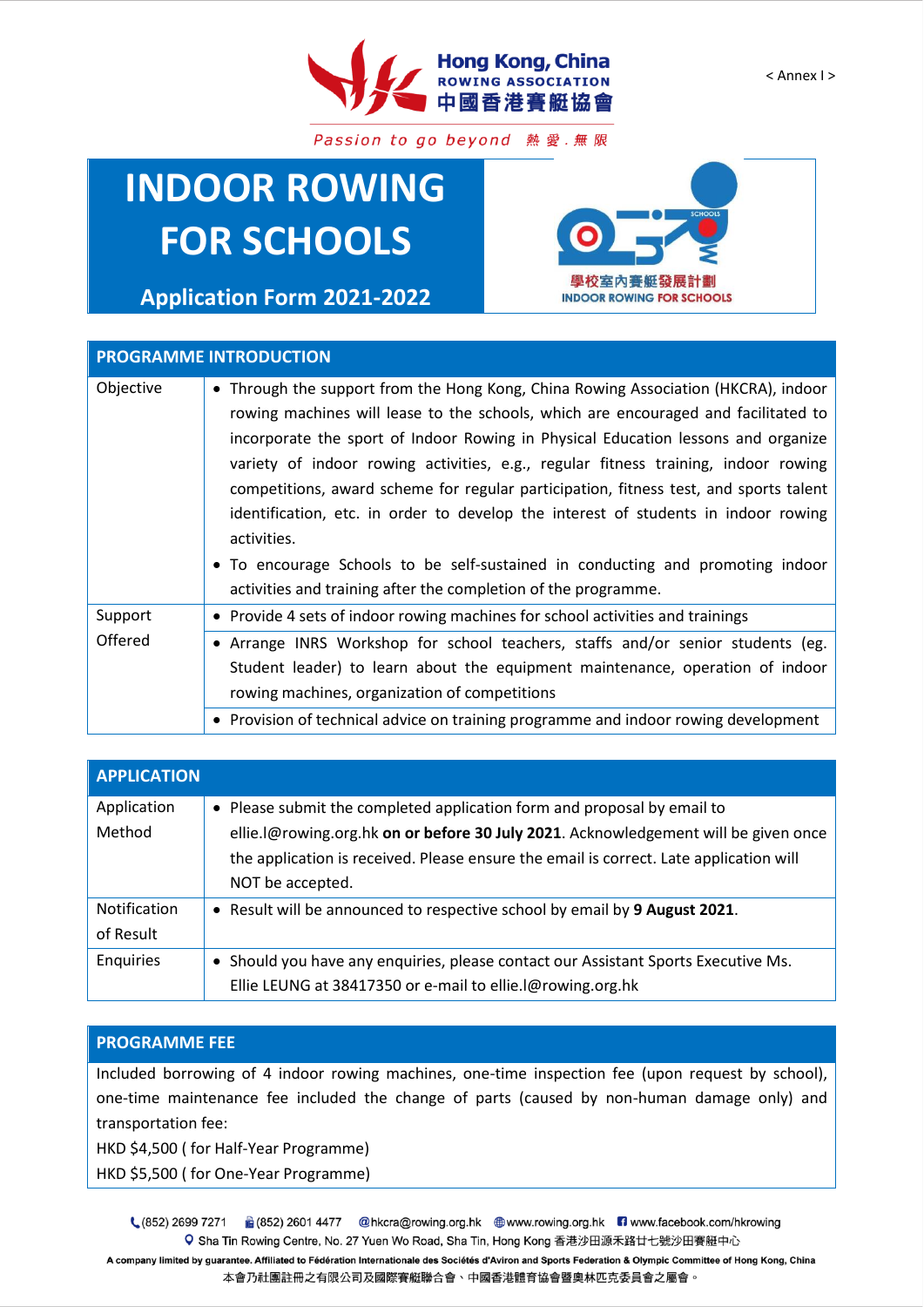< Annex I >

Hong Kong, China
ROWING ASSOCIATION
中國香港賽艇協會

*Passion to go beyond 熱愛．無限*

# INDOOR ROWING FOR SCHOOLS

## Application Form 2021-2022

學校室內賽艇發展計劃
INDOOR ROWING FOR SCHOOLS

| PROGRAMME INTRODUCTION | |
|---|---|
| Objective | • Through the support from the Hong Kong, China Rowing Association (HKCRA), indoor rowing machines will lease to the schools, which are encouraged and facilitated to incorporate the sport of Indoor Rowing in Physical Education lessons and organize variety of indoor rowing activities, e.g., regular fitness training, indoor rowing competitions, award scheme for regular participation, fitness test, and sports talent identification, etc. in order to develop the interest of students in indoor rowing activities.<br>• To encourage Schools to be self-sustained in conducting and promoting indoor activities and training after the completion of the programme. |
| Support Offered | • Provide 4 sets of indoor rowing machines for school activities and trainings |
| | • Arrange INRS Workshop for school teachers, staffs and/or senior students (eg. Student leader) to learn about the equipment maintenance, operation of indoor rowing machines, organization of competitions |
| | • Provision of technical advice on training programme and indoor rowing development |

| APPLICATION | |
|---|---|
| Application Method | • Please submit the completed application form and proposal by email to ellie.l@rowing.org.hk **on or before 30 July 2021**. Acknowledgement will be given once the application is received. Please ensure the email is correct. Late application will NOT be accepted. |
| Notification of Result | • Result will be announced to respective school by email by **9 August 2021**. |
| Enquiries | • Should you have any enquiries, please contact our Assistant Sports Executive Ms. Ellie LEUNG at 38417350 or e-mail to ellie.l@rowing.org.hk |

| PROGRAMME FEE |
|---|
| Included borrowing of 4 indoor rowing machines, one-time inspection fee (upon request by school), one-time maintenance fee included the change of parts (caused by non-human damage only) and transportation fee:<br>HKD $4,500 ( for Half-Year Programme)<br>HKD $5,500 ( for One-Year Programme) |

(852) 2699 7271 (852) 2601 4477 hkcra@rowing.org.hk www.rowing.org.hk www.facebook.com/hkrowing
Sha Tin Rowing Centre, No. 27 Yuen Wo Road, Sha Tin, Hong Kong 香港沙田源禾路廿七號沙田賽艇中心
A company limited by guarantee. Affiliated to Fédération Internationale des Sociétés d'Aviron and Sports Federation & Olympic Committee of Hong Kong, China
本會乃社團註冊之有限公司及國際賽艇聯合會、中國香港體育協會暨奧林匹克委員會之屬會。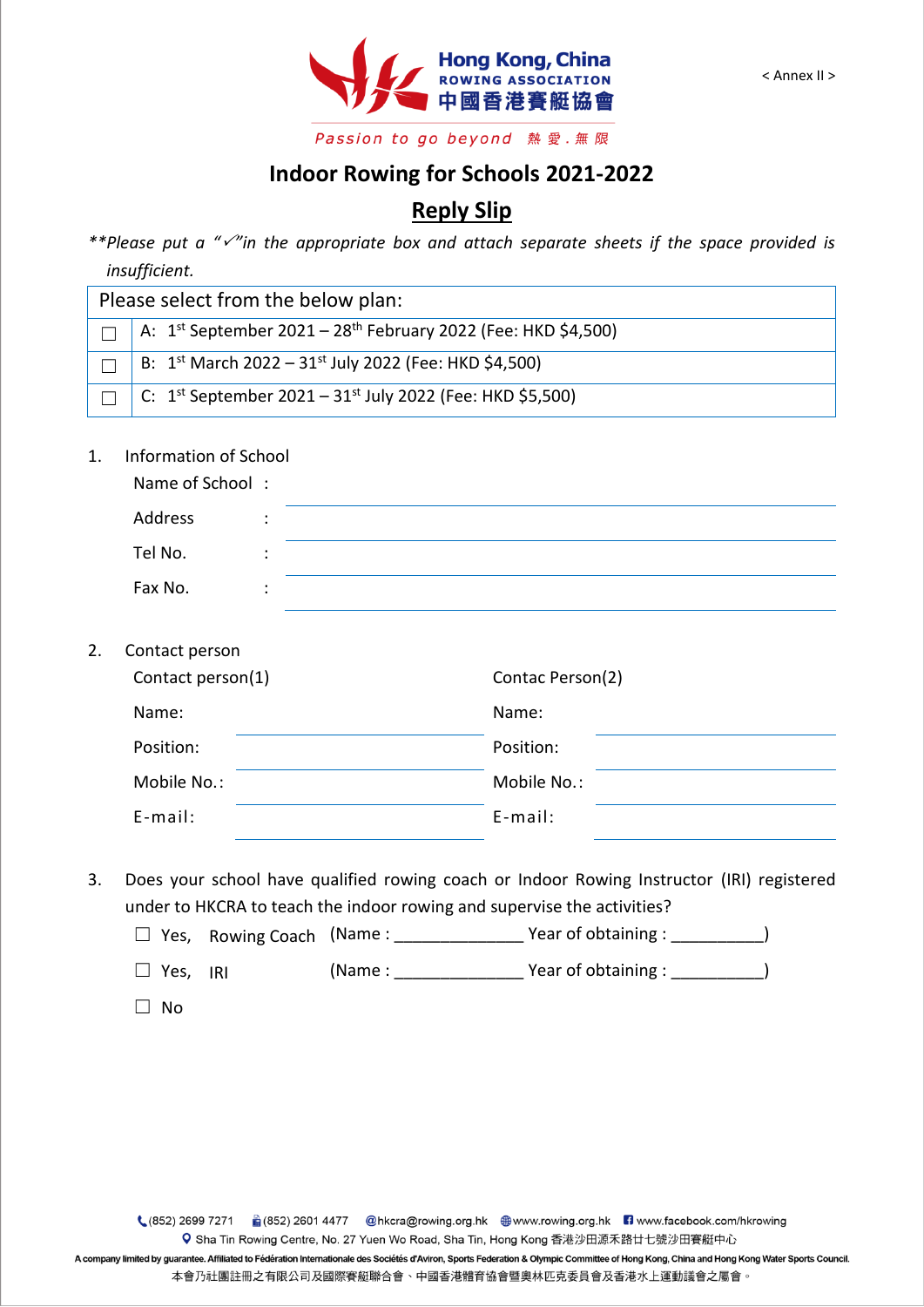< Annex II >

Hong Kong, China
ROWING ASSOCIATION
中國香港賽艇協會

Passion to go beyond 熱愛．無限

# Indoor Rowing for Schools 2021-2022

## Reply Slip

*\*\*Please put a "✓" in the appropriate box and attach separate sheets if the space provided is insufficient.*

| Please select from the below plan: | |
|---|---|
| ☐ | A: 1st September 2021 – 28th February 2022 (Fee: HKD $4,500) |
| ☐ | B: 1st March 2022 – 31st July 2022 (Fee: HKD $4,500) |
| ☐ | C: 1st September 2021 – 31st July 2022 (Fee: HKD $5,500) |

1. Information of School

   Name of School : ____________________

   Address : ____________________

   Tel No. : ____________________

   Fax No. : ____________________

2. Contact person

| Contact person(1) | | Contac Person(2) | |
|---|---|---|---|
| Name: | ____________ | Name: | ____________ |
| Position: | ____________ | Position: | ____________ |
| Mobile No.: | ____________ | Mobile No.: | ____________ |
| E-mail: | ____________ | E-mail: | ____________ |

3. Does your school have qualified rowing coach or Indoor Rowing Instructor (IRI) registered under to HKCRA to teach the indoor rowing and supervise the activities?

   ☐ Yes, Rowing Coach (Name : ______________ Year of obtaining : __________)

   ☐ Yes, IRI (Name : ______________ Year of obtaining : __________)

   ☐ No

(852) 2699 7271 (852) 2601 4477 hkcra@rowing.org.hk www.rowing.org.hk www.facebook.com/hkrowing

Sha Tin Rowing Centre, No. 27 Yuen Wo Road, Sha Tin, Hong Kong 香港沙田源禾路廿七號沙田賽艇中心

A company limited by guarantee. Affiliated to Fédération Internationale des Sociétés d'Aviron, Sports Federation & Olympic Committee of Hong Kong, China and Hong Kong Water Sports Council.

本會乃社團註冊之有限公司及國際賽艇聯合會、中國香港體育協會暨奧林匹克委員會及香港水上運動議會之屬會。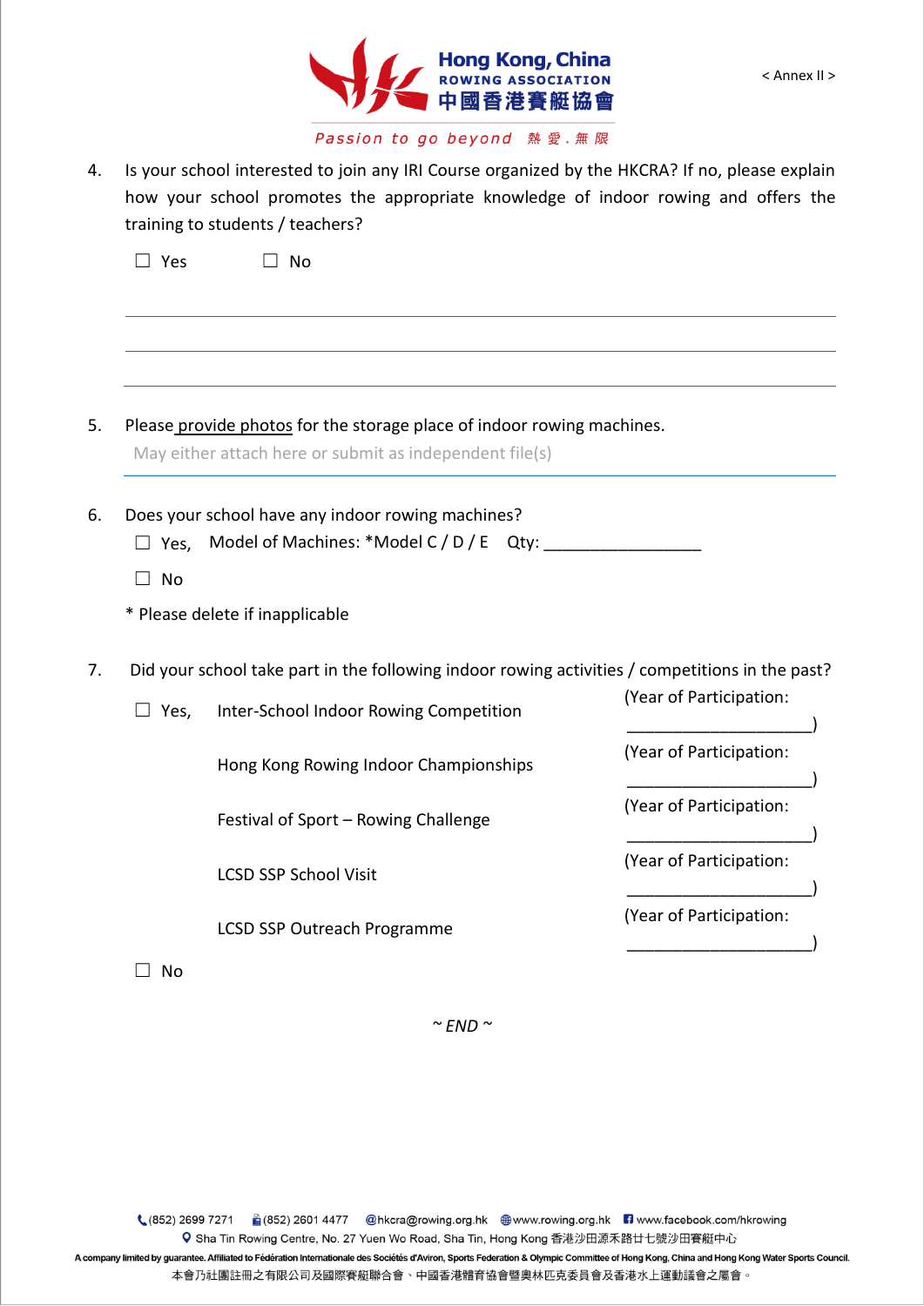< Annex II >

4. Is your school interested to join any IRI Course organized by the HKCRA? If no, please explain how your school promotes the appropriate knowledge of indoor rowing and offers the training to students / teachers?

   ☐ Yes ☐ No

   ______________________________________________________________

   ______________________________________________________________

   ______________________________________________________________

5. Please provide photos for the storage place of indoor rowing machines.

   May either attach here or submit as independent file(s)

6. Does your school have any indoor rowing machines?

   ☐ Yes, Model of Machines: *Model C / D / E Qty: _________________

   ☐ No

   * Please delete if inapplicable

7. Did your school take part in the following indoor rowing activities / competitions in the past?

   ☐ Yes,
   - Inter-School Indoor Rowing Competition (Year of Participation: ____________________)
   - Hong Kong Rowing Indoor Championships (Year of Participation: ____________________)
   - Festival of Sport – Rowing Challenge (Year of Participation: ____________________)
   - LCSD SSP School Visit (Year of Participation: ____________________)
   - LCSD SSP Outreach Programme (Year of Participation: ____________________)

   ☐ No

*~ END ~*